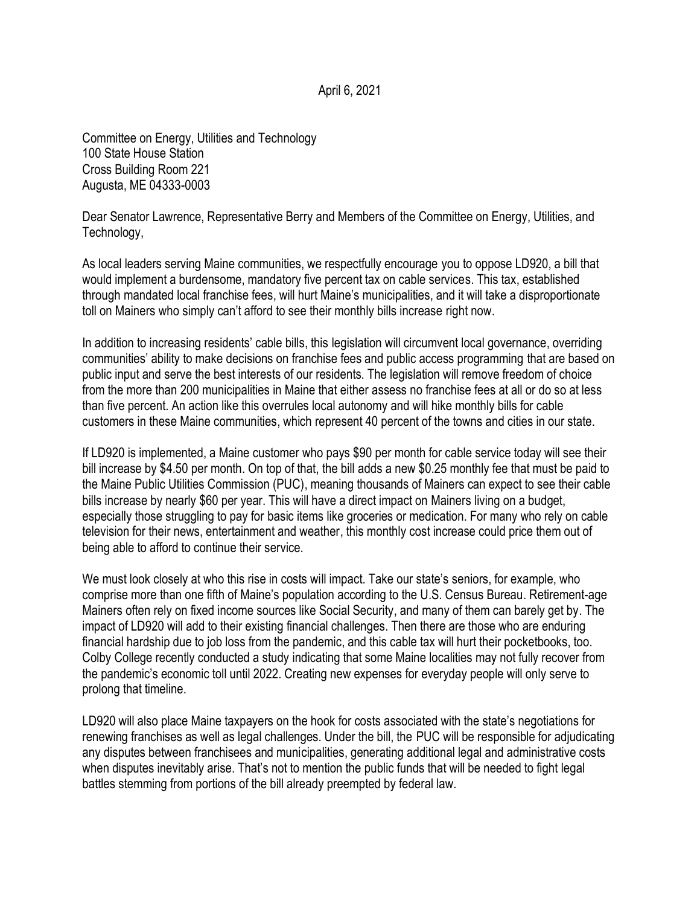April 6, 2021

Committee on Energy, Utilities and Technology
100 State House Station
Cross Building Room 221
Augusta, ME 04333-0003

Dear Senator Lawrence, Representative Berry and Members of the Committee on Energy, Utilities, and Technology,

As local leaders serving Maine communities, we respectfully encourage you to oppose LD920, a bill that would implement a burdensome, mandatory five percent tax on cable services. This tax, established through mandated local franchise fees, will hurt Maine's municipalities, and it will take a disproportionate toll on Mainers who simply can't afford to see their monthly bills increase right now.

In addition to increasing residents' cable bills, this legislation will circumvent local governance, overriding communities' ability to make decisions on franchise fees and public access programming that are based on public input and serve the best interests of our residents. The legislation will remove freedom of choice from the more than 200 municipalities in Maine that either assess no franchise fees at all or do so at less than five percent. An action like this overrules local autonomy and will hike monthly bills for cable customers in these Maine communities, which represent 40 percent of the towns and cities in our state.

If LD920 is implemented, a Maine customer who pays $90 per month for cable service today will see their bill increase by $4.50 per month. On top of that, the bill adds a new $0.25 monthly fee that must be paid to the Maine Public Utilities Commission (PUC), meaning thousands of Mainers can expect to see their cable bills increase by nearly $60 per year. This will have a direct impact on Mainers living on a budget, especially those struggling to pay for basic items like groceries or medication. For many who rely on cable television for their news, entertainment and weather, this monthly cost increase could price them out of being able to afford to continue their service.

We must look closely at who this rise in costs will impact. Take our state's seniors, for example, who comprise more than one fifth of Maine's population according to the U.S. Census Bureau. Retirement-age Mainers often rely on fixed income sources like Social Security, and many of them can barely get by. The impact of LD920 will add to their existing financial challenges. Then there are those who are enduring financial hardship due to job loss from the pandemic, and this cable tax will hurt their pocketbooks, too. Colby College recently conducted a study indicating that some Maine localities may not fully recover from the pandemic's economic toll until 2022. Creating new expenses for everyday people will only serve to prolong that timeline.

LD920 will also place Maine taxpayers on the hook for costs associated with the state's negotiations for renewing franchises as well as legal challenges. Under the bill, the PUC will be responsible for adjudicating any disputes between franchisees and municipalities, generating additional legal and administrative costs when disputes inevitably arise. That's not to mention the public funds that will be needed to fight legal battles stemming from portions of the bill already preempted by federal law.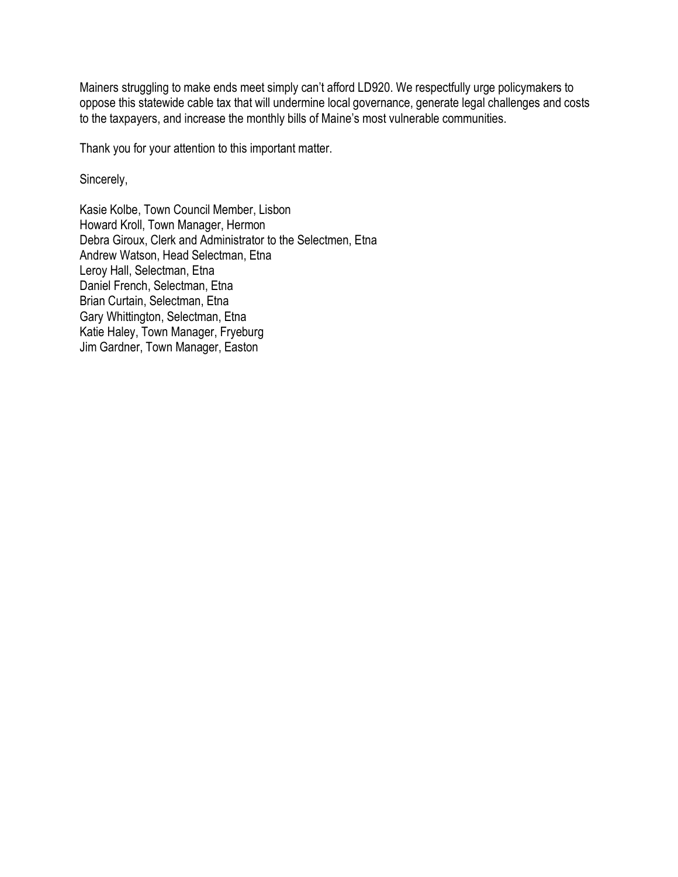Mainers struggling to make ends meet simply can't afford LD920. We respectfully urge policymakers to oppose this statewide cable tax that will undermine local governance, generate legal challenges and costs to the taxpayers, and increase the monthly bills of Maine's most vulnerable communities.

Thank you for your attention to this important matter.

Sincerely,

Kasie Kolbe, Town Council Member, Lisbon
Howard Kroll, Town Manager, Hermon
Debra Giroux, Clerk and Administrator to the Selectmen, Etna
Andrew Watson, Head Selectman, Etna
Leroy Hall, Selectman, Etna
Daniel French, Selectman, Etna
Brian Curtain, Selectman, Etna
Gary Whittington, Selectman, Etna
Katie Haley, Town Manager, Fryeburg
Jim Gardner, Town Manager, Easton